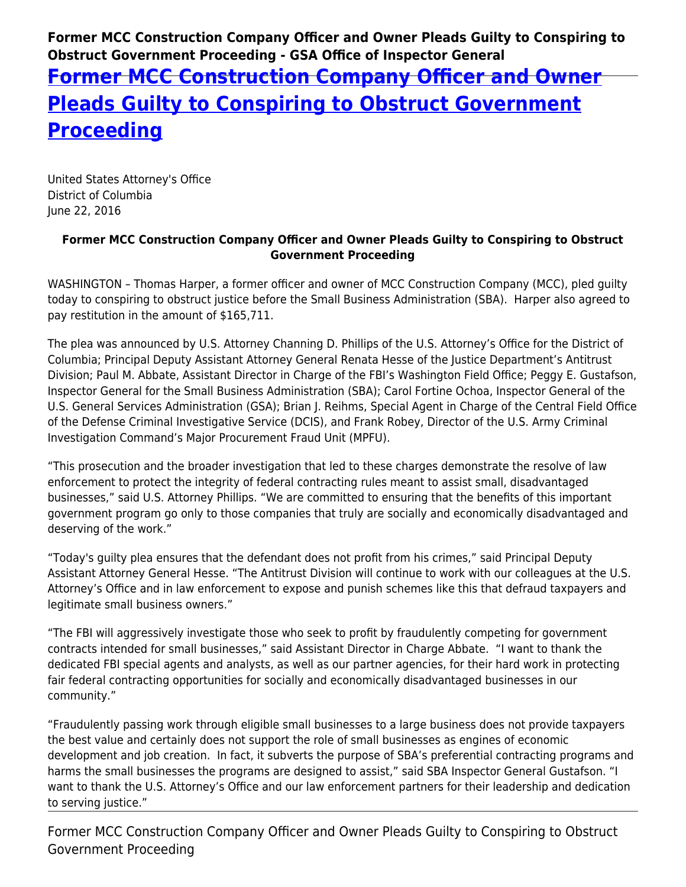# [Former MCC Construction Company Officer and Owner Pleads Guilty to Conspiring to Obstruct Government Proceeding]

United States Attorney's Office
District of Columbia
June 22, 2016

**Former MCC Construction Company Officer and Owner Pleads Guilty to Conspiring to Obstruct Government Proceeding**

WASHINGTON – Thomas Harper, a former officer and owner of MCC Construction Company (MCC), pled guilty today to conspiring to obstruct justice before the Small Business Administration (SBA). Harper also agreed to pay restitution in the amount of $165,711.

The plea was announced by U.S. Attorney Channing D. Phillips of the U.S. Attorney's Office for the District of Columbia; Principal Deputy Assistant Attorney General Renata Hesse of the Justice Department's Antitrust Division; Paul M. Abbate, Assistant Director in Charge of the FBI's Washington Field Office; Peggy E. Gustafson, Inspector General for the Small Business Administration (SBA); Carol Fortine Ochoa, Inspector General of the U.S. General Services Administration (GSA); Brian J. Reihms, Special Agent in Charge of the Central Field Office of the Defense Criminal Investigative Service (DCIS), and Frank Robey, Director of the U.S. Army Criminal Investigation Command's Major Procurement Fraud Unit (MPFU).

"This prosecution and the broader investigation that led to these charges demonstrate the resolve of law enforcement to protect the integrity of federal contracting rules meant to assist small, disadvantaged businesses," said U.S. Attorney Phillips. "We are committed to ensuring that the benefits of this important government program go only to those companies that truly are socially and economically disadvantaged and deserving of the work."

"Today's guilty plea ensures that the defendant does not profit from his crimes," said Principal Deputy Assistant Attorney General Hesse. "The Antitrust Division will continue to work with our colleagues at the U.S. Attorney's Office and in law enforcement to expose and punish schemes like this that defraud taxpayers and legitimate small business owners."

"The FBI will aggressively investigate those who seek to profit by fraudulently competing for government contracts intended for small businesses," said Assistant Director in Charge Abbate. "I want to thank the dedicated FBI special agents and analysts, as well as our partner agencies, for their hard work in protecting fair federal contracting opportunities for socially and economically disadvantaged businesses in our community."

"Fraudulently passing work through eligible small businesses to a large business does not provide taxpayers the best value and certainly does not support the role of small businesses as engines of economic development and job creation. In fact, it subverts the purpose of SBA's preferential contracting programs and harms the small businesses the programs are designed to assist," said SBA Inspector General Gustafson. "I want to thank the U.S. Attorney's Office and our law enforcement partners for their leadership and dedication to serving justice."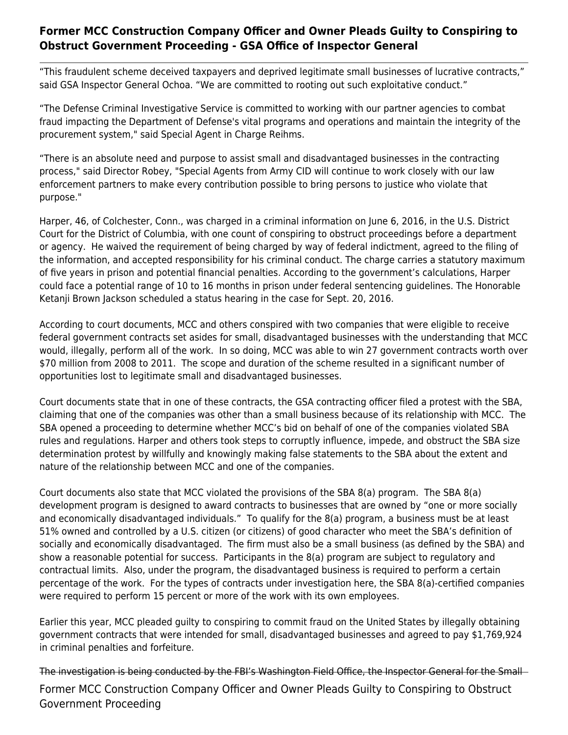"This fraudulent scheme deceived taxpayers and deprived legitimate small businesses of lucrative contracts," said GSA Inspector General Ochoa. "We are committed to rooting out such exploitative conduct."

"The Defense Criminal Investigative Service is committed to working with our partner agencies to combat fraud impacting the Department of Defense's vital programs and operations and maintain the integrity of the procurement system," said Special Agent in Charge Reihms.

"There is an absolute need and purpose to assist small and disadvantaged businesses in the contracting process," said Director Robey, "Special Agents from Army CID will continue to work closely with our law enforcement partners to make every contribution possible to bring persons to justice who violate that purpose."

Harper, 46, of Colchester, Conn., was charged in a criminal information on June 6, 2016, in the U.S. District Court for the District of Columbia, with one count of conspiring to obstruct proceedings before a department or agency. He waived the requirement of being charged by way of federal indictment, agreed to the filing of the information, and accepted responsibility for his criminal conduct. The charge carries a statutory maximum of five years in prison and potential financial penalties. According to the government's calculations, Harper could face a potential range of 10 to 16 months in prison under federal sentencing guidelines. The Honorable Ketanji Brown Jackson scheduled a status hearing in the case for Sept. 20, 2016.

According to court documents, MCC and others conspired with two companies that were eligible to receive federal government contracts set asides for small, disadvantaged businesses with the understanding that MCC would, illegally, perform all of the work. In so doing, MCC was able to win 27 government contracts worth over $70 million from 2008 to 2011. The scope and duration of the scheme resulted in a significant number of opportunities lost to legitimate small and disadvantaged businesses.

Court documents state that in one of these contracts, the GSA contracting officer filed a protest with the SBA, claiming that one of the companies was other than a small business because of its relationship with MCC. The SBA opened a proceeding to determine whether MCC's bid on behalf of one of the companies violated SBA rules and regulations. Harper and others took steps to corruptly influence, impede, and obstruct the SBA size determination protest by willfully and knowingly making false statements to the SBA about the extent and nature of the relationship between MCC and one of the companies.

Court documents also state that MCC violated the provisions of the SBA 8(a) program. The SBA 8(a) development program is designed to award contracts to businesses that are owned by "one or more socially and economically disadvantaged individuals." To qualify for the 8(a) program, a business must be at least 51% owned and controlled by a U.S. citizen (or citizens) of good character who meet the SBA's definition of socially and economically disadvantaged. The firm must also be a small business (as defined by the SBA) and show a reasonable potential for success. Participants in the 8(a) program are subject to regulatory and contractual limits. Also, under the program, the disadvantaged business is required to perform a certain percentage of the work. For the types of contracts under investigation here, the SBA 8(a)-certified companies were required to perform 15 percent or more of the work with its own employees.

Earlier this year, MCC pleaded guilty to conspiring to commit fraud on the United States by illegally obtaining government contracts that were intended for small, disadvantaged businesses and agreed to pay $1,769,924 in criminal penalties and forfeiture.

The investigation is being conducted by the FBI's Washington Field Office, the Inspector General for the Small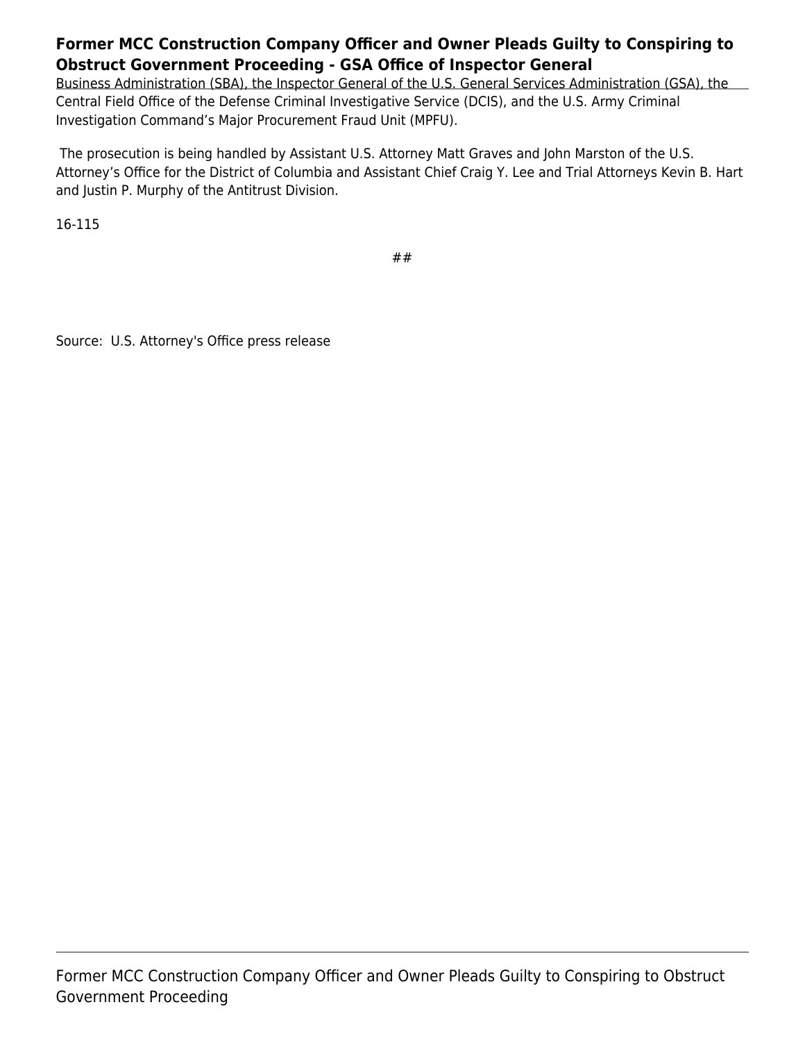Business Administration (SBA), the Inspector General of the U.S. General Services Administration (GSA), the Central Field Office of the Defense Criminal Investigative Service (DCIS), and the U.S. Army Criminal Investigation Command's Major Procurement Fraud Unit (MPFU).

The prosecution is being handled by Assistant U.S. Attorney Matt Graves and John Marston of the U.S. Attorney's Office for the District of Columbia and Assistant Chief Craig Y. Lee and Trial Attorneys Kevin B. Hart and Justin P. Murphy of the Antitrust Division.

16-115

##

Source: U.S. Attorney's Office press release